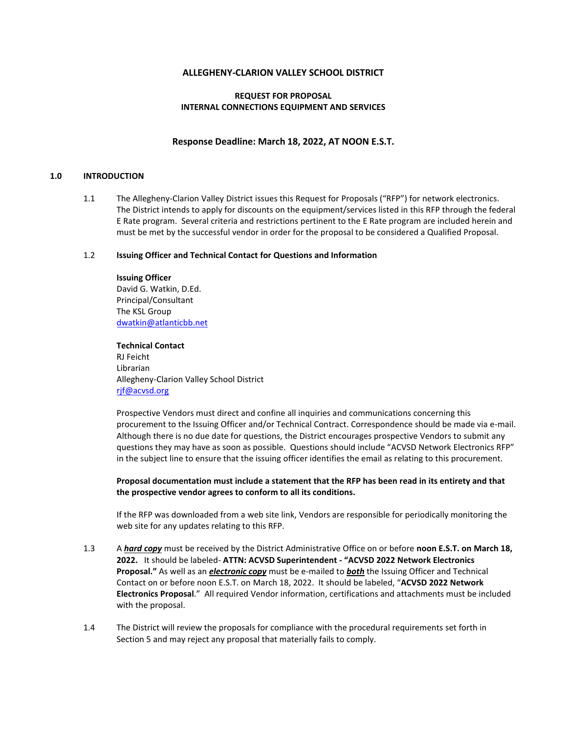# ALLEGHENY-CLARION VALLEY SCHOOL DISTRICT

## REQUEST FOR PROPOSAL
## INTERNAL CONNECTIONS EQUIPMENT AND SERVICES

### Response Deadline: March 18, 2022, AT NOON E.S.T.

## 1.0 INTRODUCTION

1.1 The Allegheny-Clarion Valley District issues this Request for Proposals ("RFP") for network electronics. The District intends to apply for discounts on the equipment/services listed in this RFP through the federal E Rate program. Several criteria and restrictions pertinent to the E Rate program are included herein and must be met by the successful vendor in order for the proposal to be considered a Qualified Proposal.

1.2 **Issuing Officer and Technical Contact for Questions and Information**

**Issuing Officer**
David G. Watkin, D.Ed.
Principal/Consultant
The KSL Group
dwatkin@atlanticbb.net

**Technical Contact**
RJ Feicht
Librarian
Allegheny-Clarion Valley School District
rjf@acvsd.org

Prospective Vendors must direct and confine all inquiries and communications concerning this procurement to the Issuing Officer and/or Technical Contract. Correspondence should be made via e-mail. Although there is no due date for questions, the District encourages prospective Vendors to submit any questions they may have as soon as possible. Questions should include "ACVSD Network Electronics RFP" in the subject line to ensure that the issuing officer identifies the email as relating to this procurement.

**Proposal documentation must include a statement that the RFP has been read in its entirety and that the prospective vendor agrees to conform to all its conditions.**

If the RFP was downloaded from a web site link, Vendors are responsible for periodically monitoring the web site for any updates relating to this RFP.

1.3 A ***hard copy*** must be received by the District Administrative Office on or before **noon E.S.T. on March 18, 2022.** It should be labeled- **ATTN: ACVSD Superintendent - "ACVSD 2022 Network Electronics Proposal."** As well as an ***electronic copy*** must be e-mailed to ***both*** the Issuing Officer and Technical Contact on or before noon E.S.T. on March 18, 2022. It should be labeled, "**ACVSD 2022 Network Electronics Proposal**." All required Vendor information, certifications and attachments must be included with the proposal.

1.4 The District will review the proposals for compliance with the procedural requirements set forth in Section 5 and may reject any proposal that materially fails to comply.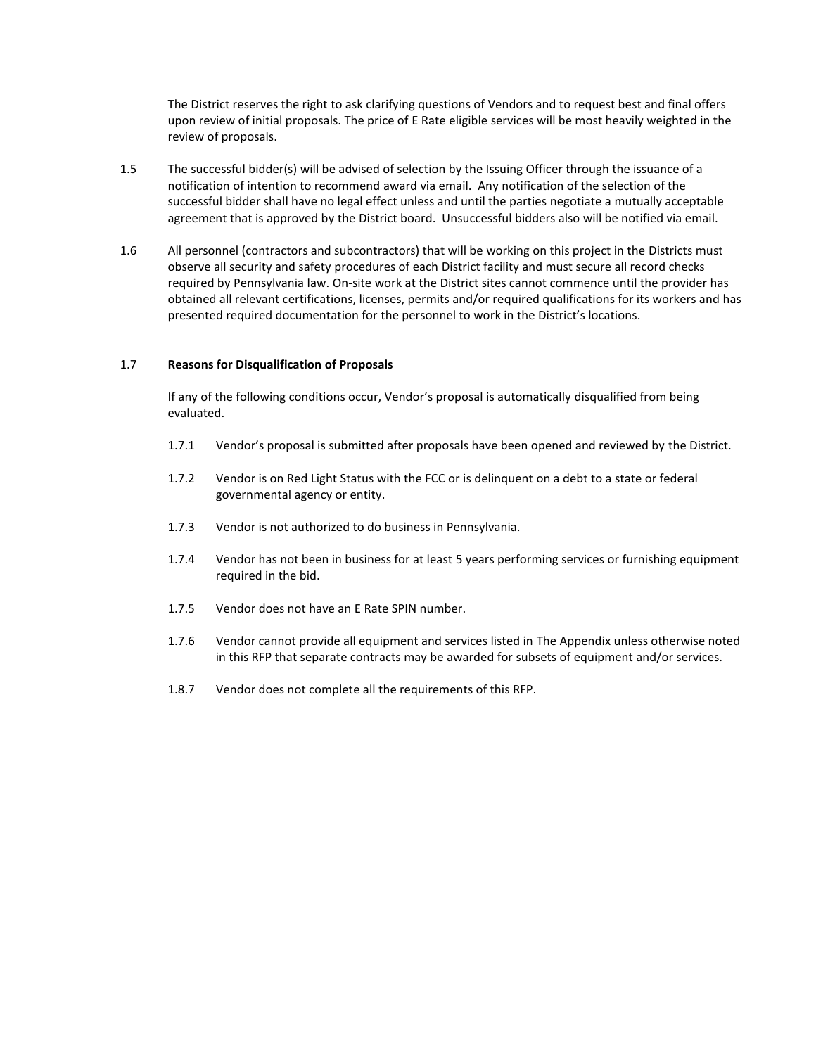The District reserves the right to ask clarifying questions of Vendors and to request best and final offers upon review of initial proposals. The price of E Rate eligible services will be most heavily weighted in the review of proposals.

1.5 The successful bidder(s) will be advised of selection by the Issuing Officer through the issuance of a notification of intention to recommend award via email. Any notification of the selection of the successful bidder shall have no legal effect unless and until the parties negotiate a mutually acceptable agreement that is approved by the District board. Unsuccessful bidders also will be notified via email.

1.6 All personnel (contractors and subcontractors) that will be working on this project in the Districts must observe all security and safety procedures of each District facility and must secure all record checks required by Pennsylvania law. On-site work at the District sites cannot commence until the provider has obtained all relevant certifications, licenses, permits and/or required qualifications for its workers and has presented required documentation for the personnel to work in the District's locations.

1.7 **Reasons for Disqualification of Proposals**

If any of the following conditions occur, Vendor's proposal is automatically disqualified from being evaluated.

1.7.1 Vendor's proposal is submitted after proposals have been opened and reviewed by the District.

1.7.2 Vendor is on Red Light Status with the FCC or is delinquent on a debt to a state or federal governmental agency or entity.

1.7.3 Vendor is not authorized to do business in Pennsylvania.

1.7.4 Vendor has not been in business for at least 5 years performing services or furnishing equipment required in the bid.

1.7.5 Vendor does not have an E Rate SPIN number.

1.7.6 Vendor cannot provide all equipment and services listed in The Appendix unless otherwise noted in this RFP that separate contracts may be awarded for subsets of equipment and/or services.

1.8.7 Vendor does not complete all the requirements of this RFP.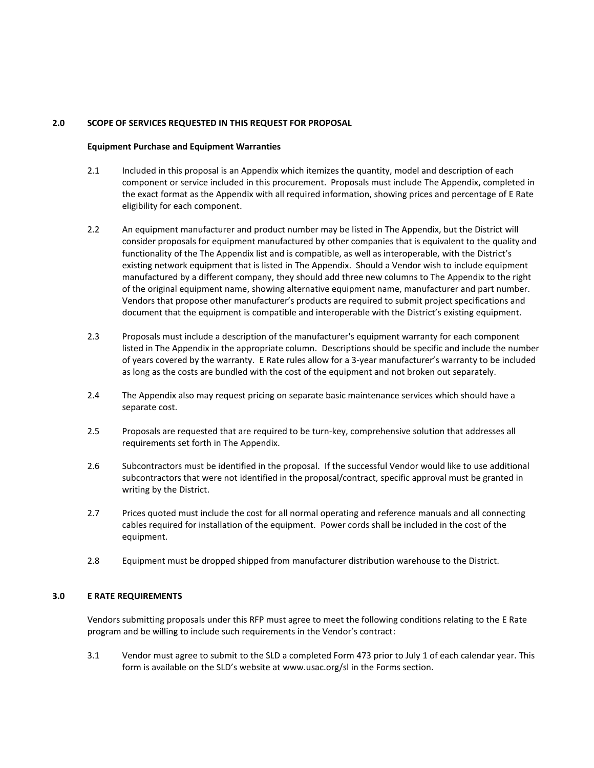## 2.0 SCOPE OF SERVICES REQUESTED IN THIS REQUEST FOR PROPOSAL

### Equipment Purchase and Equipment Warranties

2.1 Included in this proposal is an Appendix which itemizes the quantity, model and description of each component or service included in this procurement. Proposals must include The Appendix, completed in the exact format as the Appendix with all required information, showing prices and percentage of E Rate eligibility for each component.

2.2 An equipment manufacturer and product number may be listed in The Appendix, but the District will consider proposals for equipment manufactured by other companies that is equivalent to the quality and functionality of the The Appendix list and is compatible, as well as interoperable, with the District's existing network equipment that is listed in The Appendix. Should a Vendor wish to include equipment manufactured by a different company, they should add three new columns to The Appendix to the right of the original equipment name, showing alternative equipment name, manufacturer and part number. Vendors that propose other manufacturer's products are required to submit project specifications and document that the equipment is compatible and interoperable with the District's existing equipment.

2.3 Proposals must include a description of the manufacturer's equipment warranty for each component listed in The Appendix in the appropriate column. Descriptions should be specific and include the number of years covered by the warranty. E Rate rules allow for a 3-year manufacturer's warranty to be included as long as the costs are bundled with the cost of the equipment and not broken out separately.

2.4 The Appendix also may request pricing on separate basic maintenance services which should have a separate cost.

2.5 Proposals are requested that are required to be turn-key, comprehensive solution that addresses all requirements set forth in The Appendix.

2.6 Subcontractors must be identified in the proposal. If the successful Vendor would like to use additional subcontractors that were not identified in the proposal/contract, specific approval must be granted in writing by the District.

2.7 Prices quoted must include the cost for all normal operating and reference manuals and all connecting cables required for installation of the equipment. Power cords shall be included in the cost of the equipment.

2.8 Equipment must be dropped shipped from manufacturer distribution warehouse to the District.

## 3.0 E RATE REQUIREMENTS

Vendors submitting proposals under this RFP must agree to meet the following conditions relating to the E Rate program and be willing to include such requirements in the Vendor's contract:

3.1 Vendor must agree to submit to the SLD a completed Form 473 prior to July 1 of each calendar year. This form is available on the SLD's website at www.usac.org/sl in the Forms section.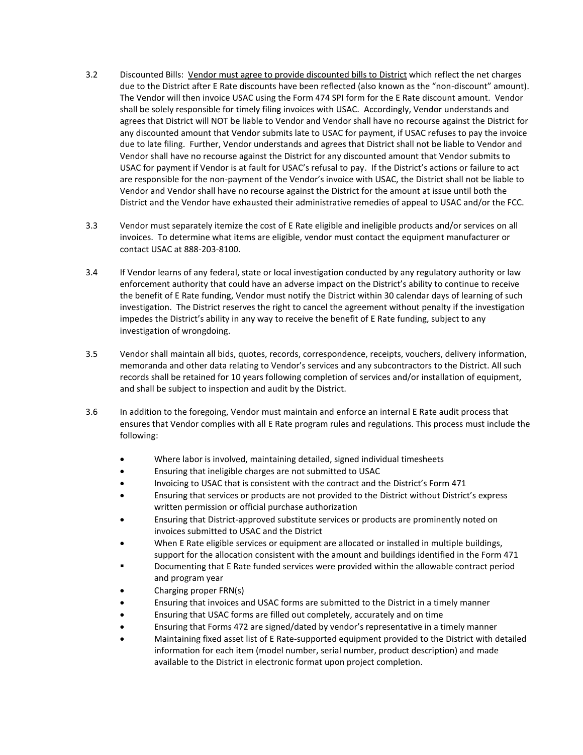3.2 Discounted Bills: <u>Vendor must agree to provide discounted bills to District</u> which reflect the net charges due to the District after E Rate discounts have been reflected (also known as the "non-discount" amount). The Vendor will then invoice USAC using the Form 474 SPI form for the E Rate discount amount. Vendor shall be solely responsible for timely filing invoices with USAC. Accordingly, Vendor understands and agrees that District will NOT be liable to Vendor and Vendor shall have no recourse against the District for any discounted amount that Vendor submits late to USAC for payment, if USAC refuses to pay the invoice due to late filing. Further, Vendor understands and agrees that District shall not be liable to Vendor and Vendor shall have no recourse against the District for any discounted amount that Vendor submits to USAC for payment if Vendor is at fault for USAC's refusal to pay. If the District's actions or failure to act are responsible for the non-payment of the Vendor's invoice with USAC, the District shall not be liable to Vendor and Vendor shall have no recourse against the District for the amount at issue until both the District and the Vendor have exhausted their administrative remedies of appeal to USAC and/or the FCC.

3.3 Vendor must separately itemize the cost of E Rate eligible and ineligible products and/or services on all invoices. To determine what items are eligible, vendor must contact the equipment manufacturer or contact USAC at 888-203-8100.

3.4 If Vendor learns of any federal, state or local investigation conducted by any regulatory authority or law enforcement authority that could have an adverse impact on the District's ability to continue to receive the benefit of E Rate funding, Vendor must notify the District within 30 calendar days of learning of such investigation. The District reserves the right to cancel the agreement without penalty if the investigation impedes the District's ability in any way to receive the benefit of E Rate funding, subject to any investigation of wrongdoing.

3.5 Vendor shall maintain all bids, quotes, records, correspondence, receipts, vouchers, delivery information, memoranda and other data relating to Vendor's services and any subcontractors to the District. All such records shall be retained for 10 years following completion of services and/or installation of equipment, and shall be subject to inspection and audit by the District.

3.6 In addition to the foregoing, Vendor must maintain and enforce an internal E Rate audit process that ensures that Vendor complies with all E Rate program rules and regulations. This process must include the following:

- Where labor is involved, maintaining detailed, signed individual timesheets
- Ensuring that ineligible charges are not submitted to USAC
- Invoicing to USAC that is consistent with the contract and the District's Form 471
- Ensuring that services or products are not provided to the District without District's express written permission or official purchase authorization
- Ensuring that District-approved substitute services or products are prominently noted on invoices submitted to USAC and the District
- When E Rate eligible services or equipment are allocated or installed in multiple buildings, support for the allocation consistent with the amount and buildings identified in the Form 471
- Documenting that E Rate funded services were provided within the allowable contract period and program year
- Charging proper FRN(s)
- Ensuring that invoices and USAC forms are submitted to the District in a timely manner
- Ensuring that USAC forms are filled out completely, accurately and on time
- Ensuring that Forms 472 are signed/dated by vendor's representative in a timely manner
- Maintaining fixed asset list of E Rate-supported equipment provided to the District with detailed information for each item (model number, serial number, product description) and made available to the District in electronic format upon project completion.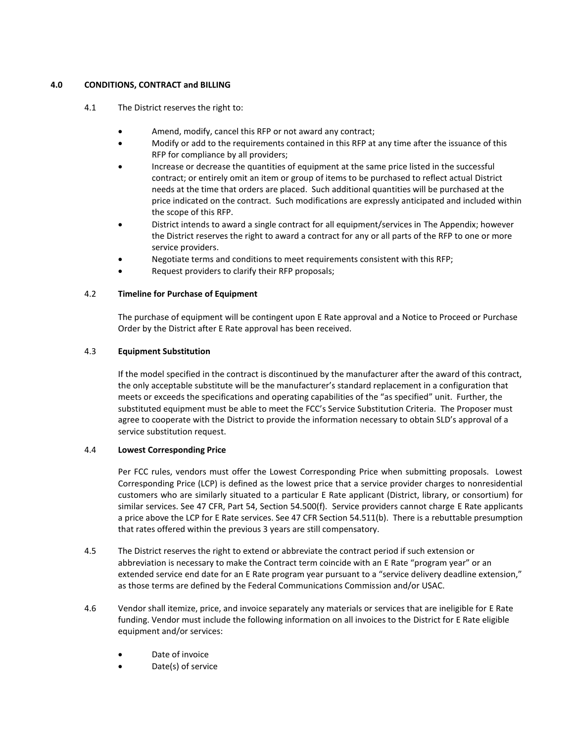## 4.0 CONDITIONS, CONTRACT and BILLING

4.1 The District reserves the right to:

- Amend, modify, cancel this RFP or not award any contract;
- Modify or add to the requirements contained in this RFP at any time after the issuance of this RFP for compliance by all providers;
- Increase or decrease the quantities of equipment at the same price listed in the successful contract; or entirely omit an item or group of items to be purchased to reflect actual District needs at the time that orders are placed. Such additional quantities will be purchased at the price indicated on the contract. Such modifications are expressly anticipated and included within the scope of this RFP.
- District intends to award a single contract for all equipment/services in The Appendix; however the District reserves the right to award a contract for any or all parts of the RFP to one or more service providers.
- Negotiate terms and conditions to meet requirements consistent with this RFP;
- Request providers to clarify their RFP proposals;

### 4.2 Timeline for Purchase of Equipment

The purchase of equipment will be contingent upon E Rate approval and a Notice to Proceed or Purchase Order by the District after E Rate approval has been received.

### 4.3 Equipment Substitution

If the model specified in the contract is discontinued by the manufacturer after the award of this contract, the only acceptable substitute will be the manufacturer's standard replacement in a configuration that meets or exceeds the specifications and operating capabilities of the "as specified" unit. Further, the substituted equipment must be able to meet the FCC's Service Substitution Criteria. The Proposer must agree to cooperate with the District to provide the information necessary to obtain SLD's approval of a service substitution request.

### 4.4 Lowest Corresponding Price

Per FCC rules, vendors must offer the Lowest Corresponding Price when submitting proposals. Lowest Corresponding Price (LCP) is defined as the lowest price that a service provider charges to nonresidential customers who are similarly situated to a particular E Rate applicant (District, library, or consortium) for similar services. See 47 CFR, Part 54, Section 54.500(f). Service providers cannot charge E Rate applicants a price above the LCP for E Rate services. See 47 CFR Section 54.511(b). There is a rebuttable presumption that rates offered within the previous 3 years are still compensatory.

4.5 The District reserves the right to extend or abbreviate the contract period if such extension or abbreviation is necessary to make the Contract term coincide with an E Rate "program year" or an extended service end date for an E Rate program year pursuant to a "service delivery deadline extension," as those terms are defined by the Federal Communications Commission and/or USAC.

4.6 Vendor shall itemize, price, and invoice separately any materials or services that are ineligible for E Rate funding. Vendor must include the following information on all invoices to the District for E Rate eligible equipment and/or services:

- Date of invoice
- Date(s) of service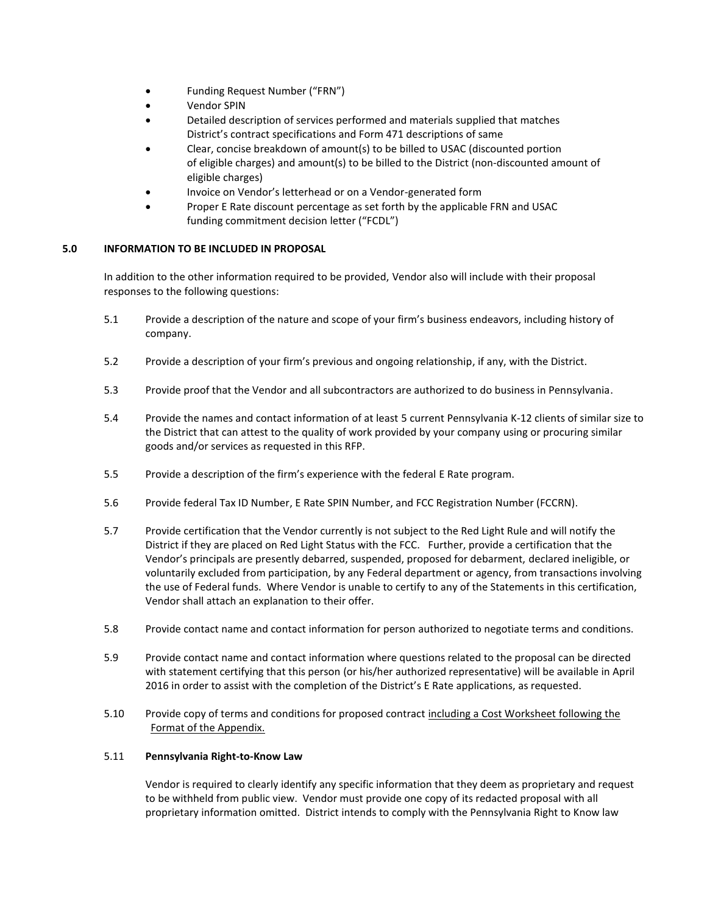- Funding Request Number (“FRN”)
- Vendor SPIN
- Detailed description of services performed and materials supplied that matches District’s contract specifications and Form 471 descriptions of same
- Clear, concise breakdown of amount(s) to be billed to USAC (discounted portion of eligible charges) and amount(s) to be billed to the District (non-discounted amount of eligible charges)
- Invoice on Vendor’s letterhead or on a Vendor-generated form
- Proper E Rate discount percentage as set forth by the applicable FRN and USAC funding commitment decision letter (“FCDL”)

## 5.0 INFORMATION TO BE INCLUDED IN PROPOSAL

In addition to the other information required to be provided, Vendor also will include with their proposal responses to the following questions:

5.1 Provide a description of the nature and scope of your firm’s business endeavors, including history of company.

5.2 Provide a description of your firm’s previous and ongoing relationship, if any, with the District.

5.3 Provide proof that the Vendor and all subcontractors are authorized to do business in Pennsylvania.

5.4 Provide the names and contact information of at least 5 current Pennsylvania K-12 clients of similar size to the District that can attest to the quality of work provided by your company using or procuring similar goods and/or services as requested in this RFP.

5.5 Provide a description of the firm’s experience with the federal E Rate program.

5.6 Provide federal Tax ID Number, E Rate SPIN Number, and FCC Registration Number (FCCRN).

5.7 Provide certification that the Vendor currently is not subject to the Red Light Rule and will notify the District if they are placed on Red Light Status with the FCC. Further, provide a certification that the Vendor’s principals are presently debarred, suspended, proposed for debarment, declared ineligible, or voluntarily excluded from participation, by any Federal department or agency, from transactions involving the use of Federal funds. Where Vendor is unable to certify to any of the Statements in this certification, Vendor shall attach an explanation to their offer.

5.8 Provide contact name and contact information for person authorized to negotiate terms and conditions.

5.9 Provide contact name and contact information where questions related to the proposal can be directed with statement certifying that this person (or his/her authorized representative) will be available in April 2016 in order to assist with the completion of the District’s E Rate applications, as requested.

5.10 Provide copy of terms and conditions for proposed contract <u>including a Cost Worksheet following the Format of the Appendix.</u>

5.11 **Pennsylvania Right-to-Know Law**

Vendor is required to clearly identify any specific information that they deem as proprietary and request to be withheld from public view. Vendor must provide one copy of its redacted proposal with all proprietary information omitted. District intends to comply with the Pennsylvania Right to Know law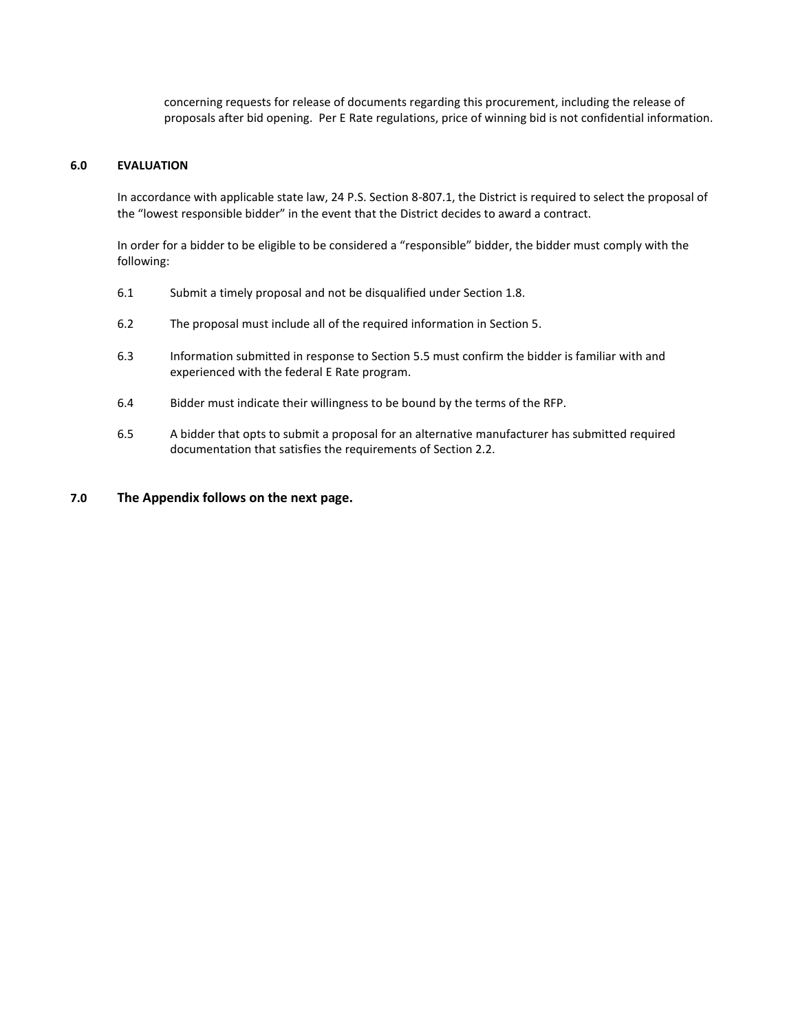concerning requests for release of documents regarding this procurement, including the release of proposals after bid opening. Per E Rate regulations, price of winning bid is not confidential information.

## 6.0 EVALUATION

In accordance with applicable state law, 24 P.S. Section 8-807.1, the District is required to select the proposal of the "lowest responsible bidder" in the event that the District decides to award a contract.

In order for a bidder to be eligible to be considered a "responsible" bidder, the bidder must comply with the following:

6.1 Submit a timely proposal and not be disqualified under Section 1.8.

6.2 The proposal must include all of the required information in Section 5.

6.3 Information submitted in response to Section 5.5 must confirm the bidder is familiar with and experienced with the federal E Rate program.

6.4 Bidder must indicate their willingness to be bound by the terms of the RFP.

6.5 A bidder that opts to submit a proposal for an alternative manufacturer has submitted required documentation that satisfies the requirements of Section 2.2.

## 7.0 The Appendix follows on the next page.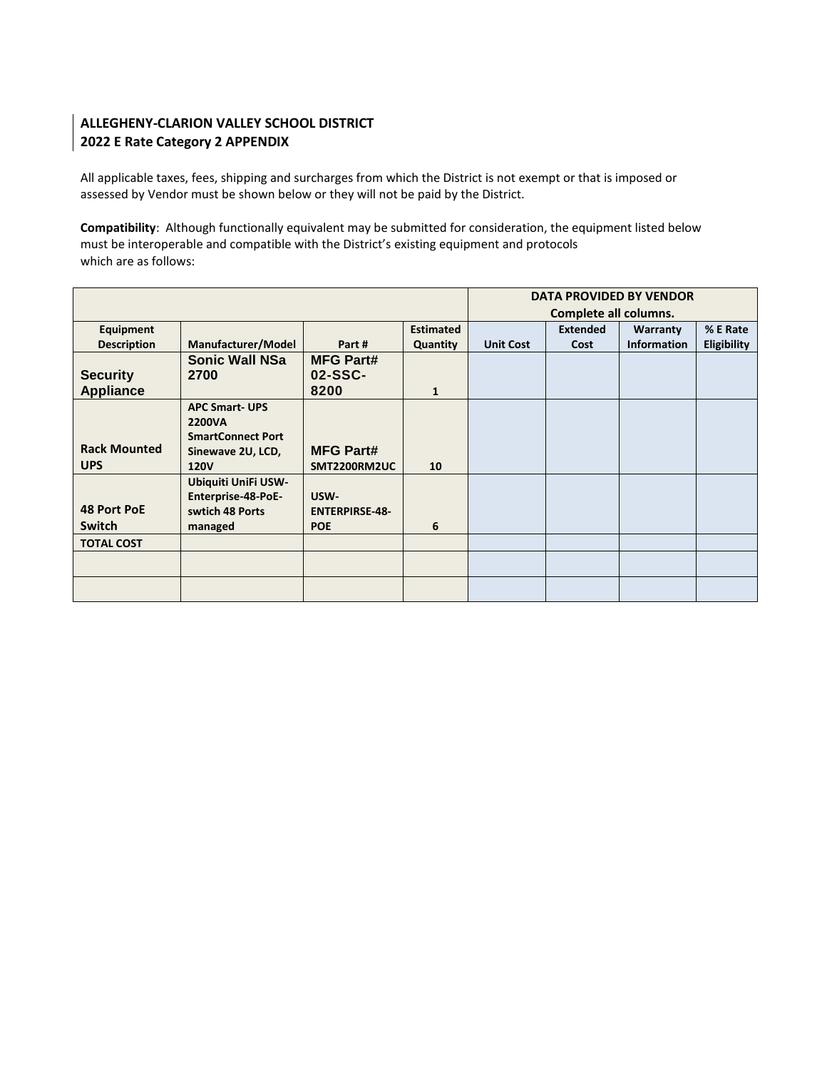**ALLEGHENY-CLARION VALLEY SCHOOL DISTRICT**
**2022 E Rate Category 2 APPENDIX**

All applicable taxes, fees, shipping and surcharges from which the District is not exempt or that is imposed or assessed by Vendor must be shown below or they will not be paid by the District.

**Compatibility**: Although functionally equivalent may be submitted for consideration, the equipment listed below must be interoperable and compatible with the District's existing equipment and protocols which are as follows:

| | | | | DATA PROVIDED BY VENDOR Complete all columns. | | | |
|---|---|---|---|---|---|---|---|
| **Equipment Description** | **Manufacturer/Model** | **Part #** | **Estimated Quantity** | **Unit Cost** | **Extended Cost** | **Warranty Information** | **% E Rate Eligibility** |
| **Security Appliance** | **Sonic Wall NSa 2700** | **MFG Part# 02-SSC-8200** | **1** | | | | |
| **Rack Mounted UPS** | **APC Smart- UPS 2200VA SmartConnect Port Sinewave 2U, LCD, 120V** | **MFG Part# SMT2200RM2UC** | **10** | | | | |
| **48 Port PoE Switch** | **Ubiquiti UniFi USW-Enterprise-48-PoE-swtich 48 Ports managed** | **USW-ENTERPIRSE-48-POE** | **6** | | | | |
| **TOTAL COST** | | | | | | | |
| | | | | | | | |
| | | | | | | | |